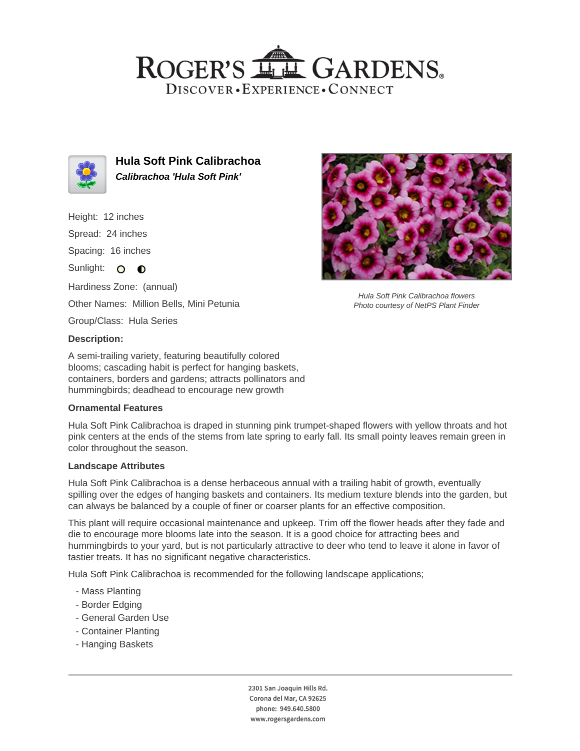# ROGER'S GARDENS

DISCOVER • EXPERIENCE • CONNECT

## Hula Soft Pink Calibrachoa

***Calibrachoa 'Hula Soft Pink'***

Height: 12 inches

Spread: 24 inches

Spacing: 16 inches

Sunlight:

Hardiness Zone: (annual)

Other Names: Million Bells, Mini Petunia

Group/Class: Hula Series

*Hula Soft Pink Calibrachoa flowers*
*Photo courtesy of NetPS Plant Finder*

### Description:

A semi-trailing variety, featuring beautifully colored blooms; cascading habit is perfect for hanging baskets, containers, borders and gardens; attracts pollinators and hummingbirds; deadhead to encourage new growth

### Ornamental Features

Hula Soft Pink Calibrachoa is draped in stunning pink trumpet-shaped flowers with yellow throats and hot pink centers at the ends of the stems from late spring to early fall. Its small pointy leaves remain green in color throughout the season.

### Landscape Attributes

Hula Soft Pink Calibrachoa is a dense herbaceous annual with a trailing habit of growth, eventually spilling over the edges of hanging baskets and containers. Its medium texture blends into the garden, but can always be balanced by a couple of finer or coarser plants for an effective composition.

This plant will require occasional maintenance and upkeep. Trim off the flower heads after they fade and die to encourage more blooms late into the season. It is a good choice for attracting bees and hummingbirds to your yard, but is not particularly attractive to deer who tend to leave it alone in favor of tastier treats. It has no significant negative characteristics.

Hula Soft Pink Calibrachoa is recommended for the following landscape applications;

- Mass Planting
- Border Edging
- General Garden Use
- Container Planting
- Hanging Baskets

2301 San Joaquin Hills Rd.
Corona del Mar, CA 92625
phone: 949.640.5800
www.rogersgardens.com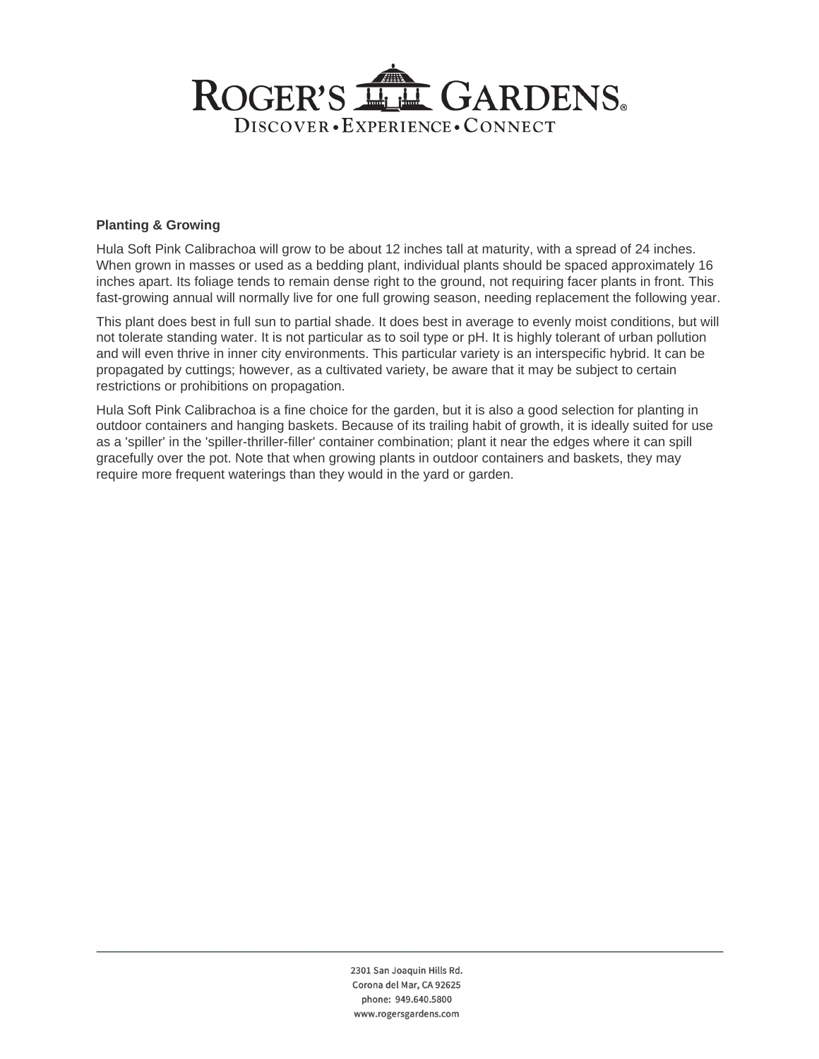**Planting & Growing**

Hula Soft Pink Calibrachoa will grow to be about 12 inches tall at maturity, with a spread of 24 inches. When grown in masses or used as a bedding plant, individual plants should be spaced approximately 16 inches apart. Its foliage tends to remain dense right to the ground, not requiring facer plants in front. This fast-growing annual will normally live for one full growing season, needing replacement the following year.

This plant does best in full sun to partial shade. It does best in average to evenly moist conditions, but will not tolerate standing water. It is not particular as to soil type or pH. It is highly tolerant of urban pollution and will even thrive in inner city environments. This particular variety is an interspecific hybrid. It can be propagated by cuttings; however, as a cultivated variety, be aware that it may be subject to certain restrictions or prohibitions on propagation.

Hula Soft Pink Calibrachoa is a fine choice for the garden, but it is also a good selection for planting in outdoor containers and hanging baskets. Because of its trailing habit of growth, it is ideally suited for use as a 'spiller' in the 'spiller-thriller-filler' container combination; plant it near the edges where it can spill gracefully over the pot. Note that when growing plants in outdoor containers and baskets, they may require more frequent waterings than they would in the yard or garden.